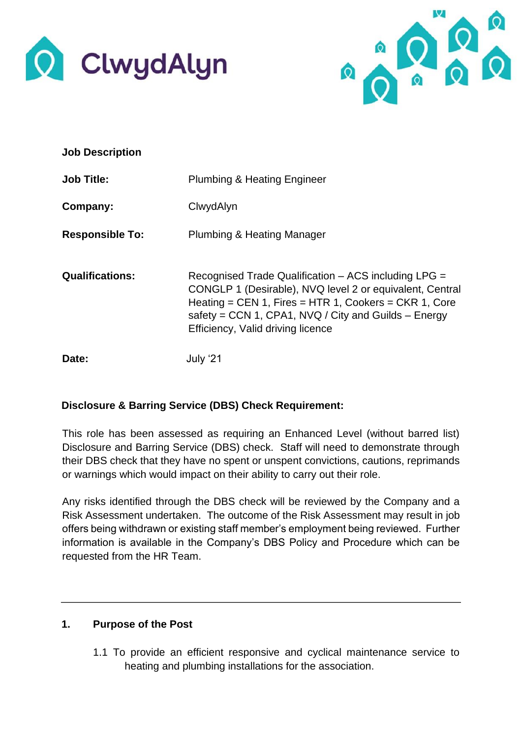ClwydAlyn

**Job Description**

| | |
|---|---|
| **Job Title:** | Plumbing & Heating Engineer |
| **Company:** | ClwydAlyn |
| **Responsible To:** | Plumbing & Heating Manager |
| **Qualifications:** | Recognised Trade Qualification – ACS including LPG = CONGLP 1 (Desirable), NVQ level 2 or equivalent, Central Heating = CEN 1, Fires = HTR 1, Cookers = CKR 1, Core safety = CCN 1, CPA1, NVQ / City and Guilds – Energy Efficiency, Valid driving licence |
| **Date:** | July '21 |

**Disclosure & Barring Service (DBS) Check Requirement:**

This role has been assessed as requiring an Enhanced Level (without barred list) Disclosure and Barring Service (DBS) check. Staff will need to demonstrate through their DBS check that they have no spent or unspent convictions, cautions, reprimands or warnings which would impact on their ability to carry out their role.

Any risks identified through the DBS check will be reviewed by the Company and a Risk Assessment undertaken. The outcome of the Risk Assessment may result in job offers being withdrawn or existing staff member's employment being reviewed. Further information is available in the Company's DBS Policy and Procedure which can be requested from the HR Team.

---

## 1. Purpose of the Post

1.1 To provide an efficient responsive and cyclical maintenance service to heating and plumbing installations for the association.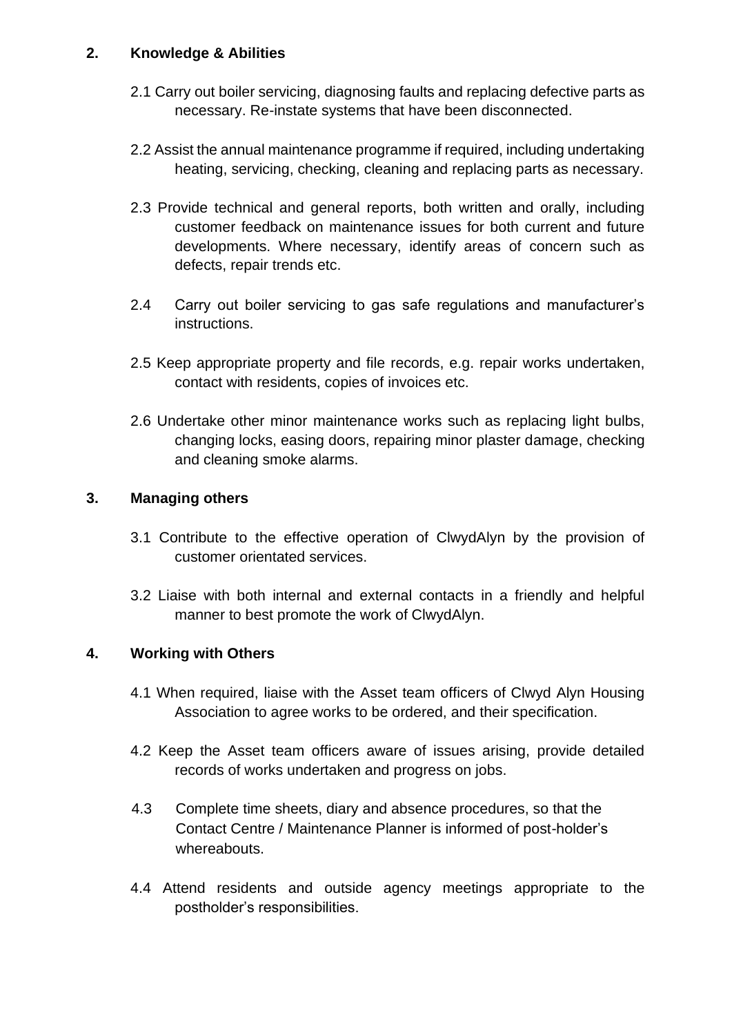## 2. Knowledge & Abilities

2.1 Carry out boiler servicing, diagnosing faults and replacing defective parts as necessary. Re-instate systems that have been disconnected.

2.2 Assist the annual maintenance programme if required, including undertaking heating, servicing, checking, cleaning and replacing parts as necessary.

2.3 Provide technical and general reports, both written and orally, including customer feedback on maintenance issues for both current and future developments. Where necessary, identify areas of concern such as defects, repair trends etc.

2.4 Carry out boiler servicing to gas safe regulations and manufacturer's instructions.

2.5 Keep appropriate property and file records, e.g. repair works undertaken, contact with residents, copies of invoices etc.

2.6 Undertake other minor maintenance works such as replacing light bulbs, changing locks, easing doors, repairing minor plaster damage, checking and cleaning smoke alarms.

## 3. Managing others

3.1 Contribute to the effective operation of ClwydAlyn by the provision of customer orientated services.

3.2 Liaise with both internal and external contacts in a friendly and helpful manner to best promote the work of ClwydAlyn.

## 4. Working with Others

4.1 When required, liaise with the Asset team officers of Clwyd Alyn Housing Association to agree works to be ordered, and their specification.

4.2 Keep the Asset team officers aware of issues arising, provide detailed records of works undertaken and progress on jobs.

4.3 Complete time sheets, diary and absence procedures, so that the Contact Centre / Maintenance Planner is informed of post-holder's whereabouts.

4.4 Attend residents and outside agency meetings appropriate to the postholder's responsibilities.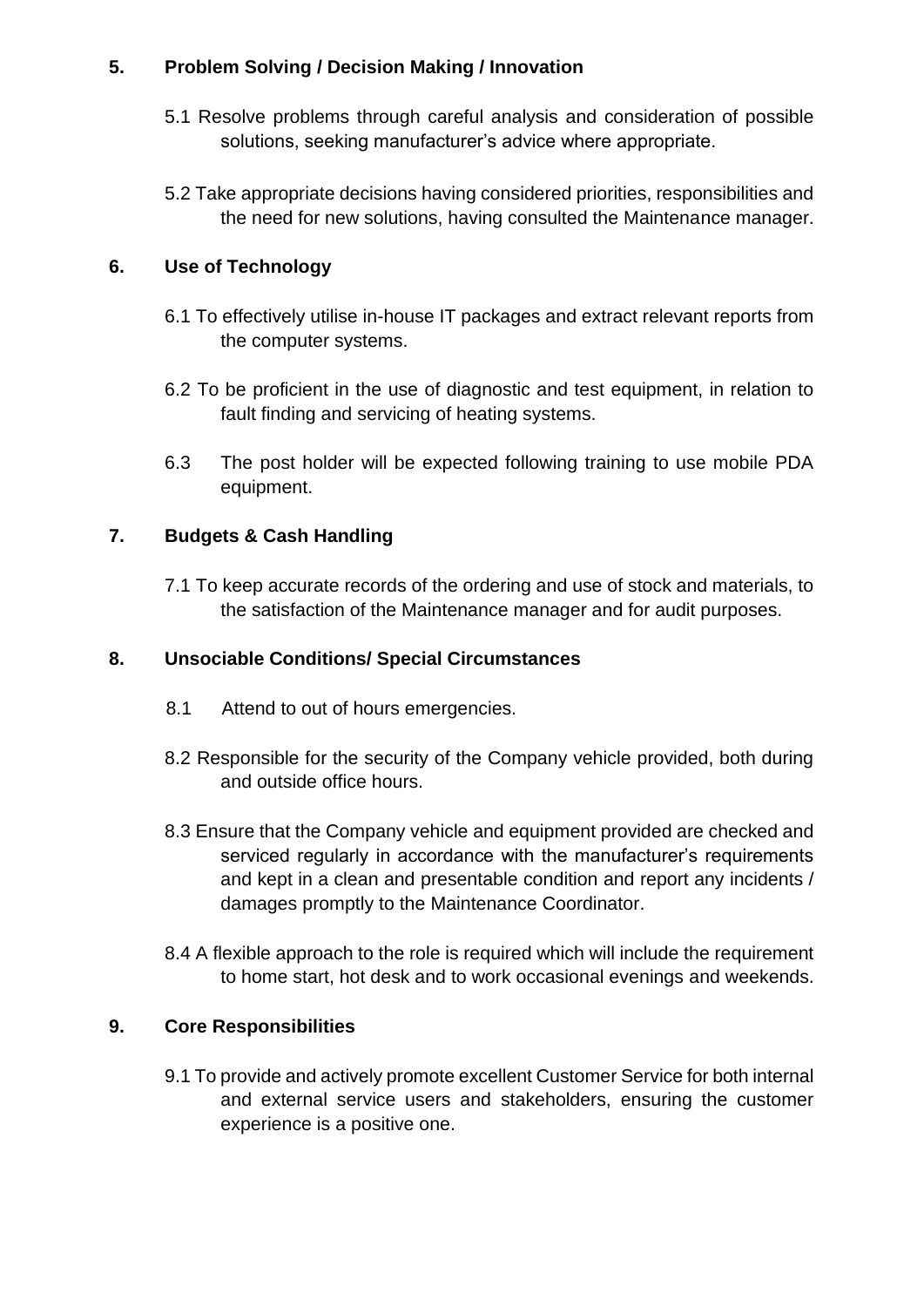## 5. Problem Solving / Decision Making / Innovation

5.1 Resolve problems through careful analysis and consideration of possible solutions, seeking manufacturer's advice where appropriate.

5.2 Take appropriate decisions having considered priorities, responsibilities and the need for new solutions, having consulted the Maintenance manager.

## 6. Use of Technology

6.1 To effectively utilise in-house IT packages and extract relevant reports from the computer systems.

6.2 To be proficient in the use of diagnostic and test equipment, in relation to fault finding and servicing of heating systems.

6.3 The post holder will be expected following training to use mobile PDA equipment.

## 7. Budgets & Cash Handling

7.1 To keep accurate records of the ordering and use of stock and materials, to the satisfaction of the Maintenance manager and for audit purposes.

## 8. Unsociable Conditions/ Special Circumstances

8.1 Attend to out of hours emergencies.

8.2 Responsible for the security of the Company vehicle provided, both during and outside office hours.

8.3 Ensure that the Company vehicle and equipment provided are checked and serviced regularly in accordance with the manufacturer's requirements and kept in a clean and presentable condition and report any incidents / damages promptly to the Maintenance Coordinator.

8.4 A flexible approach to the role is required which will include the requirement to home start, hot desk and to work occasional evenings and weekends.

## 9. Core Responsibilities

9.1 To provide and actively promote excellent Customer Service for both internal and external service users and stakeholders, ensuring the customer experience is a positive one.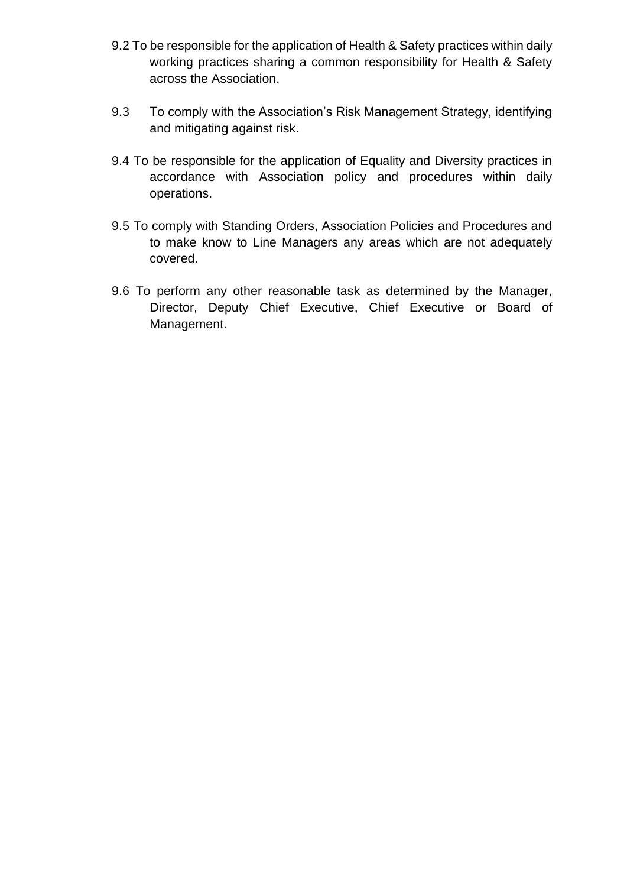9.2 To be responsible for the application of Health & Safety practices within daily working practices sharing a common responsibility for Health & Safety across the Association.

9.3 To comply with the Association's Risk Management Strategy, identifying and mitigating against risk.

9.4 To be responsible for the application of Equality and Diversity practices in accordance with Association policy and procedures within daily operations.

9.5 To comply with Standing Orders, Association Policies and Procedures and to make know to Line Managers any areas which are not adequately covered.

9.6 To perform any other reasonable task as determined by the Manager, Director, Deputy Chief Executive, Chief Executive or Board of Management.